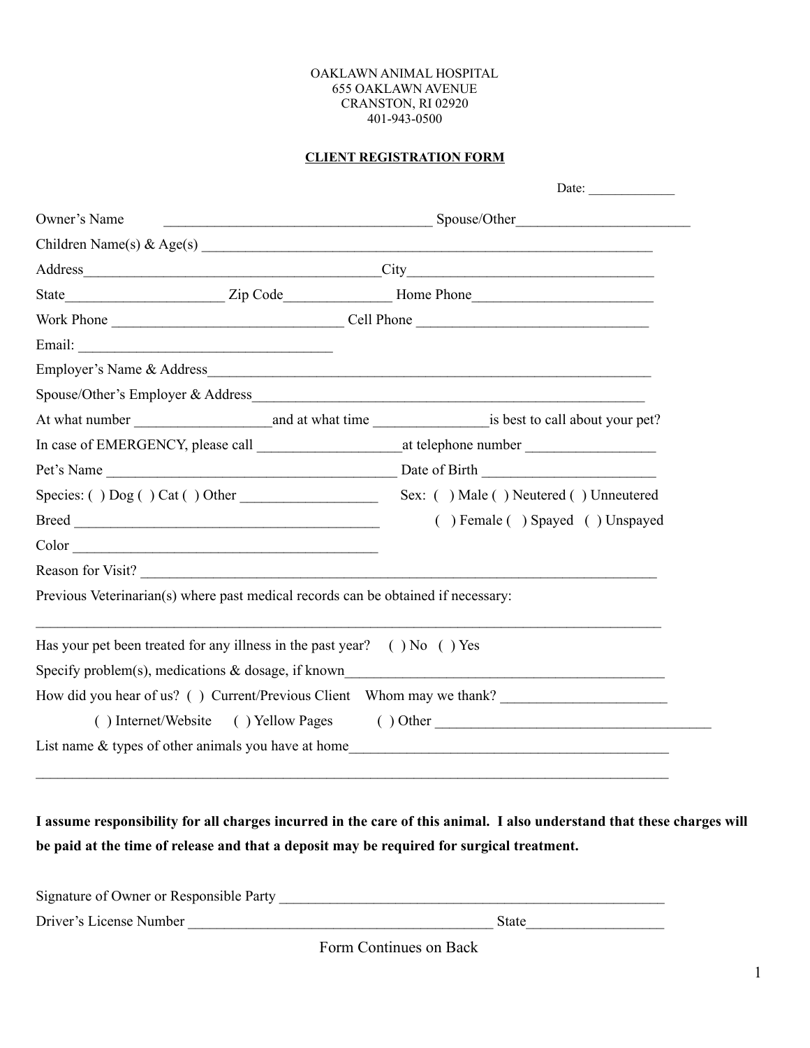OAKLAWN ANIMAL HOSPITAL
655 OAKLAWN AVENUE
CRANSTON, RI 02920
401-943-0500

## CLIENT REGISTRATION FORM

Date: _____________

Owner's Name _____________________________________ Spouse/Other________________________

Children Name(s) & Age(s) ________________________________________________________________

Address________________________________________City__________________________________

State_____________________ Zip Code______________ Home Phone________________________

Work Phone ________________________________ Cell Phone ________________________________

Email: ___________________________________

Employer's Name & Address_______________________________________________________________

Spouse/Other's Employer & Address_____________________________________________________

At what number __________________and at what time _______________is best to call about your pet?

In case of EMERGENCY, please call ___________________at telephone number _________________

Pet's Name _______________________________________ Date of Birth _______________________

Species: ( ) Dog ( ) Cat ( ) Other __________________ Sex: ( ) Male ( ) Neutered ( ) Unneutered

Breed ___________________________________________ ( ) Female ( ) Spayed ( ) Unspayed

Color ___________________________________________

Reason for Visit? _________________________________________________________________________

Previous Veterinarian(s) where past medical records can be obtained if necessary:

_______________________________________________________________________________________

Has your pet been treated for any illness in the past year? ( ) No ( ) Yes

Specify problem(s), medications & dosage, if known____________________________________________

How did you hear of us? ( ) Current/Previous Client Whom may we thank? ______________________

( ) Internet/Website ( ) Yellow Pages ( ) Other ______________________________________

List name & types of other animals you have at home___________________________________________

_______________________________________________________________________________________

**I assume responsibility for all charges incurred in the care of this animal. I also understand that these charges will be paid at the time of release and that a deposit may be required for surgical treatment.**

Signature of Owner or Responsible Party ______________________________________________________

Driver's License Number ________________________________________ State__________________

Form Continues on Back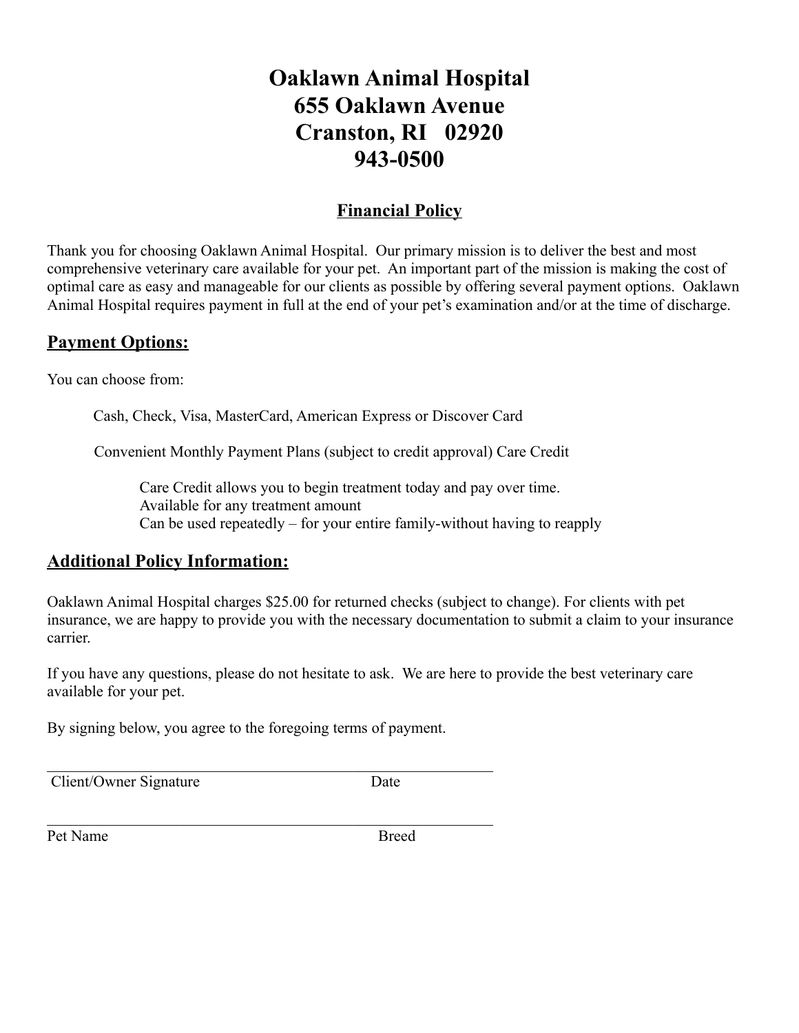# Oaklawn Animal Hospital
# 655 Oaklawn Avenue
# Cranston, RI 02920
# 943-0500

## Financial Policy

Thank you for choosing Oaklawn Animal Hospital. Our primary mission is to deliver the best and most comprehensive veterinary care available for your pet. An important part of the mission is making the cost of optimal care as easy and manageable for our clients as possible by offering several payment options. Oaklawn Animal Hospital requires payment in full at the end of your pet's examination and/or at the time of discharge.

## Payment Options:

You can choose from:

- Cash, Check, Visa, MasterCard, American Express or Discover Card
- Convenient Monthly Payment Plans (subject to credit approval) Care Credit
  - Care Credit allows you to begin treatment today and pay over time.
  - Available for any treatment amount
  - Can be used repeatedly – for your entire family-without having to reapply

## Additional Policy Information:

Oaklawn Animal Hospital charges $25.00 for returned checks (subject to change). For clients with pet insurance, we are happy to provide you with the necessary documentation to submit a claim to your insurance carrier.

If you have any questions, please do not hesitate to ask. We are here to provide the best veterinary care available for your pet.

By signing below, you agree to the foregoing terms of payment.

______________________________________________________

Client/Owner Signature Date

______________________________________________________

Pet Name Breed